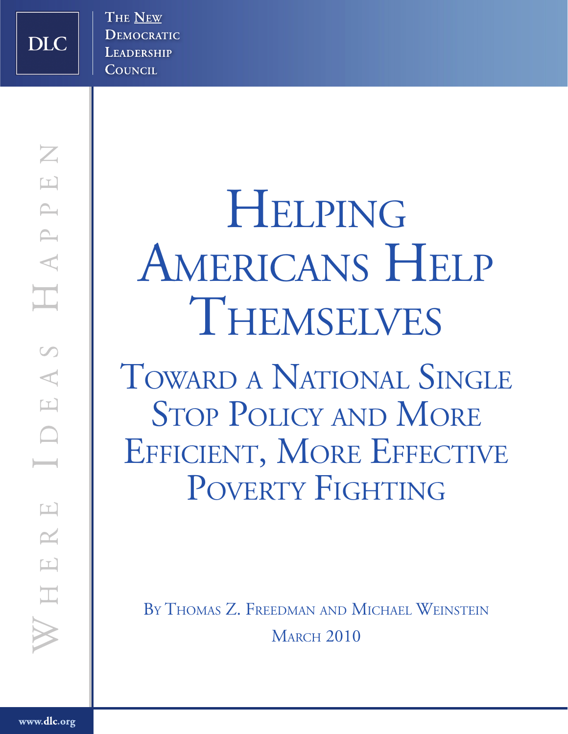DLC

The New Democratic Leadership Council

Where Ideas Happen

# Helping Americans Help Themselves

## Toward a National Single Stop Policy and More Efficient, More Effective Poverty Fighting

By Thomas Z. Freedman and Michael Weinstein

March 2010

www.dlc.org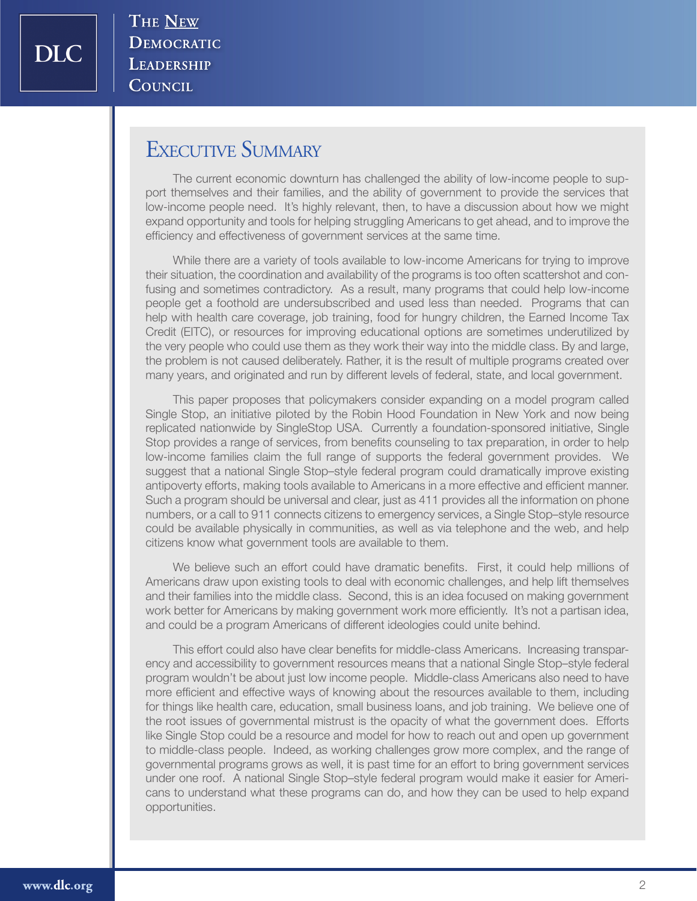# Executive Summary

The current economic downturn has challenged the ability of low-income people to support themselves and their families, and the ability of government to provide the services that low-income people need. It's highly relevant, then, to have a discussion about how we might expand opportunity and tools for helping struggling Americans to get ahead, and to improve the efficiency and effectiveness of government services at the same time.

While there are a variety of tools available to low-income Americans for trying to improve their situation, the coordination and availability of the programs is too often scattershot and confusing and sometimes contradictory. As a result, many programs that could help low-income people get a foothold are undersubscribed and used less than needed. Programs that can help with health care coverage, job training, food for hungry children, the Earned Income Tax Credit (EITC), or resources for improving educational options are sometimes underutilized by the very people who could use them as they work their way into the middle class. By and large, the problem is not caused deliberately. Rather, it is the result of multiple programs created over many years, and originated and run by different levels of federal, state, and local government.

This paper proposes that policymakers consider expanding on a model program called Single Stop, an initiative piloted by the Robin Hood Foundation in New York and now being replicated nationwide by SingleStop USA. Currently a foundation-sponsored initiative, Single Stop provides a range of services, from benefits counseling to tax preparation, in order to help low-income families claim the full range of supports the federal government provides. We suggest that a national Single Stop–style federal program could dramatically improve existing antipoverty efforts, making tools available to Americans in a more effective and efficient manner. Such a program should be universal and clear, just as 411 provides all the information on phone numbers, or a call to 911 connects citizens to emergency services, a Single Stop–style resource could be available physically in communities, as well as via telephone and the web, and help citizens know what government tools are available to them.

We believe such an effort could have dramatic benefits. First, it could help millions of Americans draw upon existing tools to deal with economic challenges, and help lift themselves and their families into the middle class. Second, this is an idea focused on making government work better for Americans by making government work more efficiently. It's not a partisan idea, and could be a program Americans of different ideologies could unite behind.

This effort could also have clear benefits for middle-class Americans. Increasing transparency and accessibility to government resources means that a national Single Stop–style federal program wouldn't be about just low income people. Middle-class Americans also need to have more efficient and effective ways of knowing about the resources available to them, including for things like health care, education, small business loans, and job training. We believe one of the root issues of governmental mistrust is the opacity of what the government does. Efforts like Single Stop could be a resource and model for how to reach out and open up government to middle-class people. Indeed, as working challenges grow more complex, and the range of governmental programs grows as well, it is past time for an effort to bring government services under one roof. A national Single Stop–style federal program would make it easier for Americans to understand what these programs can do, and how they can be used to help expand opportunities.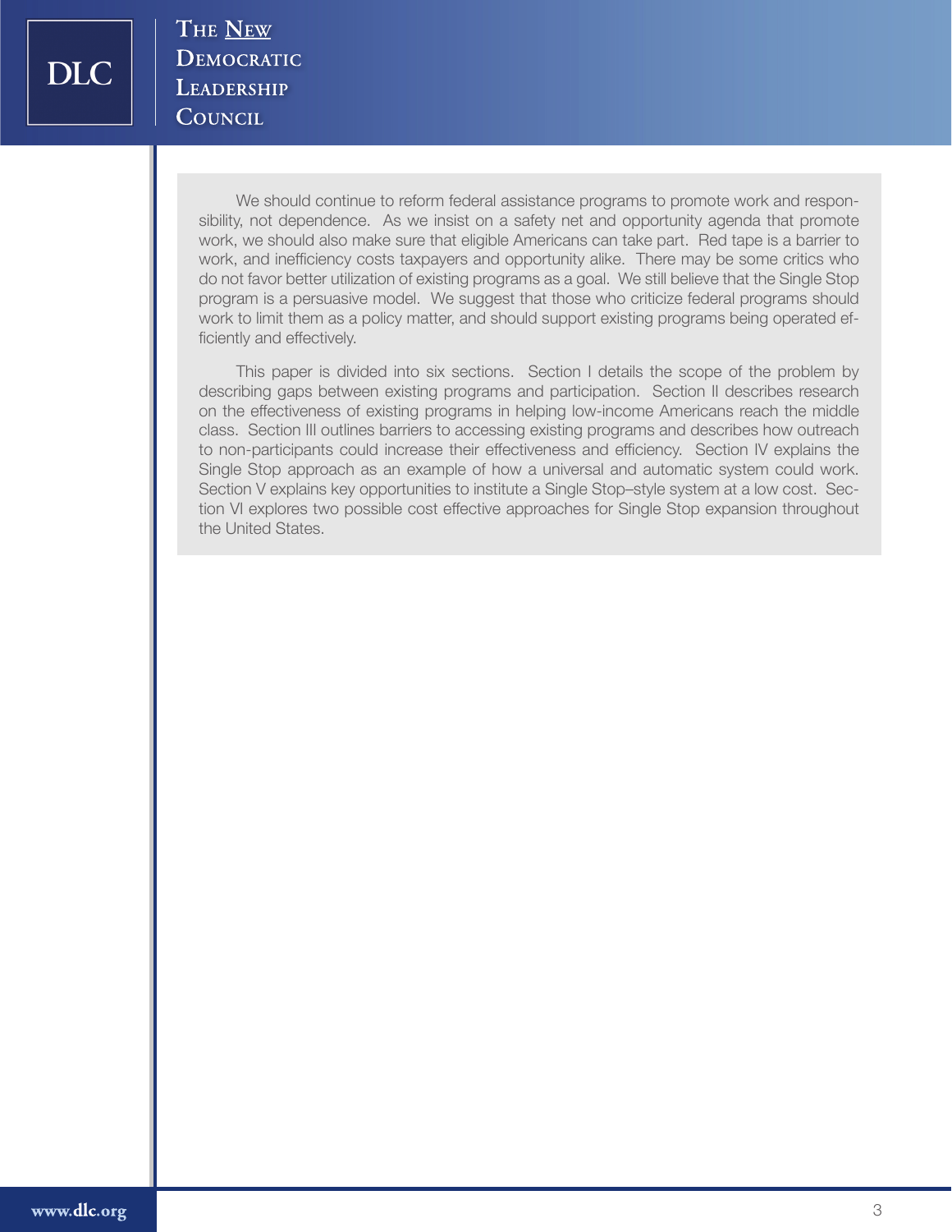We should continue to reform federal assistance programs to promote work and responsibility, not dependence. As we insist on a safety net and opportunity agenda that promote work, we should also make sure that eligible Americans can take part. Red tape is a barrier to work, and inefficiency costs taxpayers and opportunity alike. There may be some critics who do not favor better utilization of existing programs as a goal. We still believe that the Single Stop program is a persuasive model. We suggest that those who criticize federal programs should work to limit them as a policy matter, and should support existing programs being operated efficiently and effectively.

This paper is divided into six sections. Section I details the scope of the problem by describing gaps between existing programs and participation. Section II describes research on the effectiveness of existing programs in helping low-income Americans reach the middle class. Section III outlines barriers to accessing existing programs and describes how outreach to non-participants could increase their effectiveness and efficiency. Section IV explains the Single Stop approach as an example of how a universal and automatic system could work. Section V explains key opportunities to institute a Single Stop–style system at a low cost. Section VI explores two possible cost effective approaches for Single Stop expansion throughout the United States.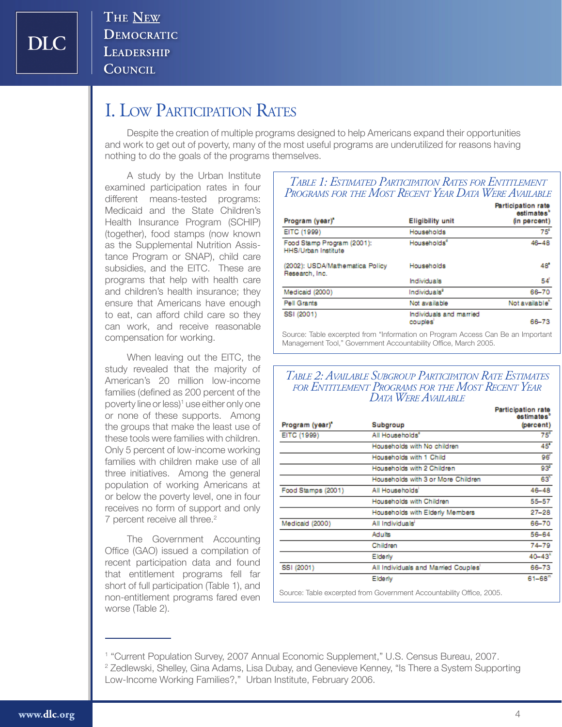# I. Low Participation Rates

Despite the creation of multiple programs designed to help Americans expand their opportunities and work to get out of poverty, many of the most useful programs are underutilized for reasons having nothing to do the goals of the programs themselves.

A study by the Urban Institute examined participation rates in four different means-tested programs: Medicaid and the State Children's Health Insurance Program (SCHIP) (together), food stamps (now known as the Supplemental Nutrition Assistance Program or SNAP), child care subsidies, and the EITC. These are programs that help with health care and children's health insurance; they ensure that Americans have enough to eat, can afford child care so they can work, and receive reasonable compensation for working.

When leaving out the EITC, the study revealed that the majority of American's 20 million low-income families (defined as 200 percent of the poverty line or less)[1] use either only one or none of these supports. Among the groups that make the least use of these tools were families with children. Only 5 percent of low-income working families with children make use of all three initiatives. Among the general population of working Americans at or below the poverty level, one in four receives no form of support and only 7 percent receive all three.[2]

The Government Accounting Office (GAO) issued a compilation of recent participation data and found that entitlement programs fell far short of full participation (Table 1), and non-entitlement programs fared even worse (Table 2).

### Table 1: Estimated Participation Rates for Entitlement Programs for the Most Recent Year Data Were Available

| Program (year)[a] | Eligibility unit | Participation rate estimates[b] (in percent) |
|---|---|---|
| EITC (1999) | Households | 75[c] |
| Food Stamp Program (2001): HHS/Urban Institute | Households[d] | 46–48 |
| (2002): USDA/Mathematica Policy Research, Inc. | Households | 48[e] |
| | Individuals | 54[f] |
| Medicaid (2000) | Individuals[g] | 66–70 |
| Pell Grants | Not available | Not available[h] |
| SSI (2001) | Individuals and married couples[i] | 66–73 |

Source: Table excerpted from "Information on Program Access Can Be an Important Management Tool," Government Accountability Office, March 2005.

### Table 2: Available Subgroup Participation Rate Estimates for Entitlement Programs for the Most Recent Year Data Were Available

| Program (year)[a] | Subgroup | Participation rate estimates[b] (percent) |
|---|---|---|
| EITC (1999) | All Households[c] | 75[d] |
| | Households with No children | 45[e] |
| | Households with 1 Child | 96[f] |
| | Households with 2 Children | 93[g] |
| | Households with 3 or More Children | 63[h] |
| Food Stamps (2001) | All Households[i] | 46–48 |
| | Households with Children | 55–57 |
| | Households with Elderly Members | 27–28 |
| Medicaid (2000) | All Individuals[j] | 66–70 |
| | Adults | 56–64 |
| | Children | 74–79 |
| | Elderly | 40–43[k] |
| SSI (2001) | All Individuals and Married Couples[l] | 66–73 |
| | Elderly | 61–68[m] |

Source: Table excerpted from Government Accountability Office, 2005.

---

[1] "Current Population Survey, 2007 Annual Economic Supplement," U.S. Census Bureau, 2007.

[2] Zedlewski, Shelley, Gina Adams, Lisa Dubay, and Genevieve Kenney, "Is There a System Supporting Low-Income Working Families?," Urban Institute, February 2006.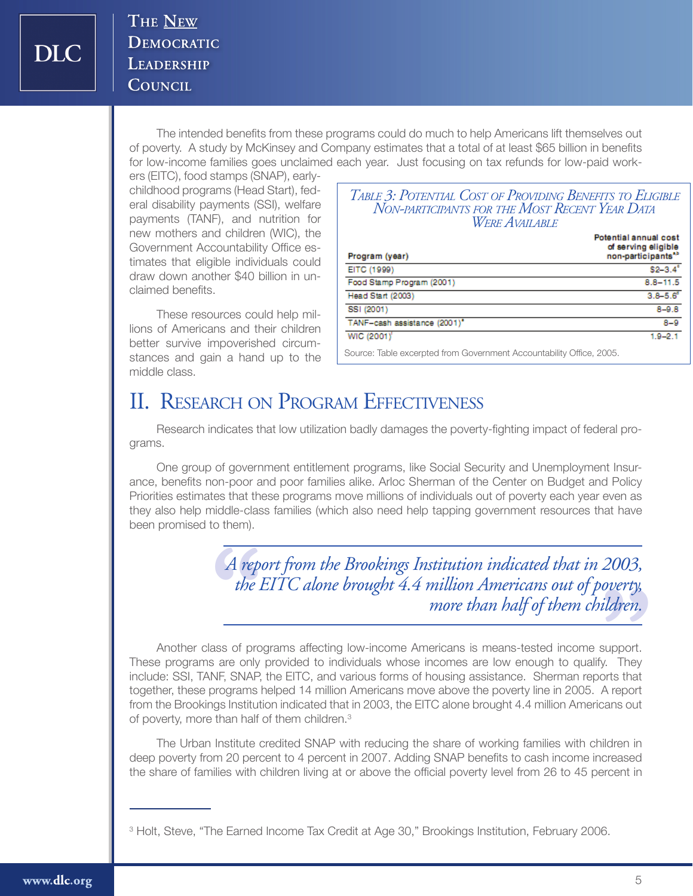The intended benefits from these programs could do much to help Americans lift themselves out of poverty. A study by McKinsey and Company estimates that a total of at least $65 billion in benefits for low-income families goes unclaimed each year. Just focusing on tax refunds for low-paid workers (EITC), food stamps (SNAP), early-childhood programs (Head Start), federal disability payments (SSI), welfare payments (TANF), and nutrition for new mothers and children (WIC), the Government Accountability Office estimates that eligible individuals could draw down another $40 billion in unclaimed benefits.

These resources could help millions of Americans and their children better survive impoverished circumstances and gain a hand up to the middle class.

*Table 3: Potential Cost of Providing Benefits to Eligible Non-participants for the Most Recent Year Data Were Available*

| Program (year) | Potential annual cost of serving eligible non-participants[a,b] |
|---|---|
| EITC (1999) | $2–3.4[c] |
| Food Stamp Program (2001) | 8.8–11.5 |
| Head Start (2003) | 3.8–5.6[d] |
| SSI (2001) | 8–9.8 |
| TANF–cash assistance (2001)[e] | 8–9 |
| WIC (2001)[f] | 1.9–2.1 |

Source: Table excerpted from Government Accountability Office, 2005.

## II. Research on Program Effectiveness

Research indicates that low utilization badly damages the poverty-fighting impact of federal programs.

One group of government entitlement programs, like Social Security and Unemployment Insurance, benefits non-poor and poor families alike. Arloc Sherman of the Center on Budget and Policy Priorities estimates that these programs move millions of individuals out of poverty each year even as they also help middle-class families (which also need help tapping government resources that have been promised to them).

> *A report from the Brookings Institution indicated that in 2003, the EITC alone brought 4.4 million Americans out of poverty, more than half of them children.*

Another class of programs affecting low-income Americans is means-tested income support. These programs are only provided to individuals whose incomes are low enough to qualify. They include: SSI, TANF, SNAP, the EITC, and various forms of housing assistance. Sherman reports that together, these programs helped 14 million Americans move above the poverty line in 2005. A report from the Brookings Institution indicated that in 2003, the EITC alone brought 4.4 million Americans out of poverty, more than half of them children.[3]

The Urban Institute credited SNAP with reducing the share of working families with children in deep poverty from 20 percent to 4 percent in 2007. Adding SNAP benefits to cash income increased the share of families with children living at or above the official poverty level from 26 to 45 percent in

---

[3] Holt, Steve, "The Earned Income Tax Credit at Age 30," Brookings Institution, February 2006.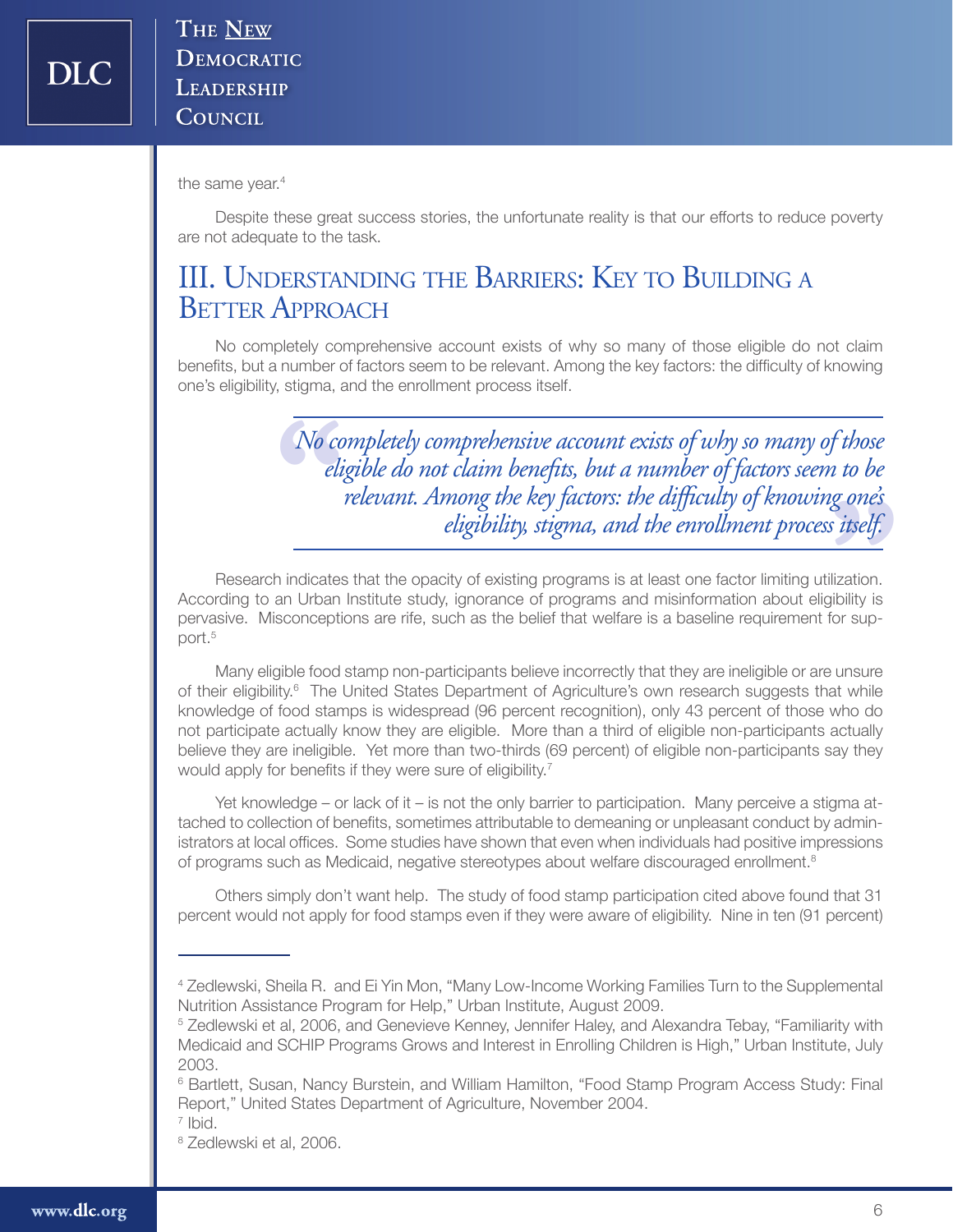the same year.[4]

Despite these great success stories, the unfortunate reality is that our efforts to reduce poverty are not adequate to the task.

## III. Understanding the Barriers: Key to Building a Better Approach

No completely comprehensive account exists of why so many of those eligible do not claim benefits, but a number of factors seem to be relevant. Among the key factors: the difficulty of knowing one's eligibility, stigma, and the enrollment process itself.

> *"No completely comprehensive account exists of why so many of those eligible do not claim benefits, but a number of factors seem to be relevant. Among the key factors: the difficulty of knowing one's eligibility, stigma, and the enrollment process itself."*

Research indicates that the opacity of existing programs is at least one factor limiting utilization. According to an Urban Institute study, ignorance of programs and misinformation about eligibility is pervasive. Misconceptions are rife, such as the belief that welfare is a baseline requirement for support.[5]

Many eligible food stamp non-participants believe incorrectly that they are ineligible or are unsure of their eligibility.[6] The United States Department of Agriculture's own research suggests that while knowledge of food stamps is widespread (96 percent recognition), only 43 percent of those who do not participate actually know they are eligible. More than a third of eligible non-participants actually believe they are ineligible. Yet more than two-thirds (69 percent) of eligible non-participants say they would apply for benefits if they were sure of eligibility.[7]

Yet knowledge – or lack of it – is not the only barrier to participation. Many perceive a stigma attached to collection of benefits, sometimes attributable to demeaning or unpleasant conduct by administrators at local offices. Some studies have shown that even when individuals had positive impressions of programs such as Medicaid, negative stereotypes about welfare discouraged enrollment.[8]

Others simply don't want help. The study of food stamp participation cited above found that 31 percent would not apply for food stamps even if they were aware of eligibility. Nine in ten (91 percent)

---

[4] Zedlewski, Sheila R. and Ei Yin Mon, "Many Low-Income Working Families Turn to the Supplemental Nutrition Assistance Program for Help," Urban Institute, August 2009.

[5] Zedlewski et al, 2006, and Genevieve Kenney, Jennifer Haley, and Alexandra Tebay, "Familiarity with Medicaid and SCHIP Programs Grows and Interest in Enrolling Children is High," Urban Institute, July 2003.

[6] Bartlett, Susan, Nancy Burstein, and William Hamilton, "Food Stamp Program Access Study: Final Report," United States Department of Agriculture, November 2004.

[7] Ibid.

[8] Zedlewski et al, 2006.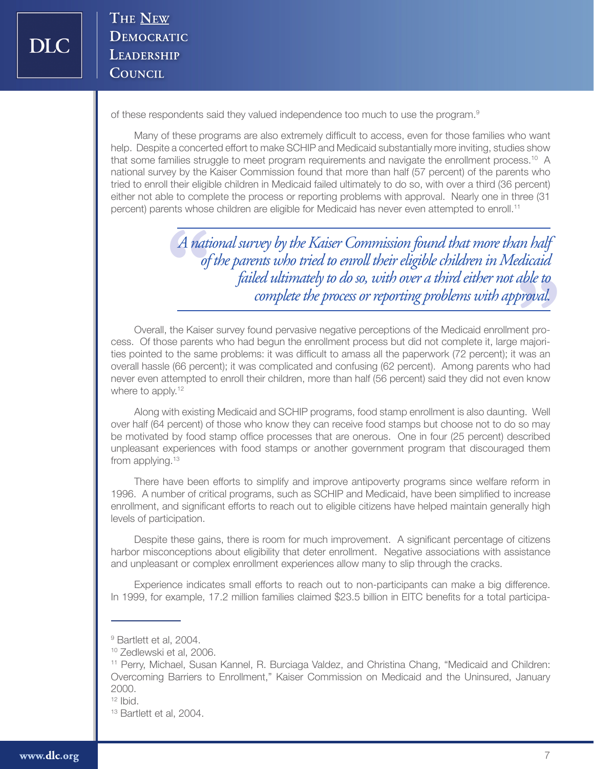of these respondents said they valued independence too much to use the program.[9]

Many of these programs are also extremely difficult to access, even for those families who want help. Despite a concerted effort to make SCHIP and Medicaid substantially more inviting, studies show that some families struggle to meet program requirements and navigate the enrollment process.[10] A national survey by the Kaiser Commission found that more than half (57 percent) of the parents who tried to enroll their eligible children in Medicaid failed ultimately to do so, with over a third (36 percent) either not able to complete the process or reporting problems with approval. Nearly one in three (31 percent) parents whose children are eligible for Medicaid has never even attempted to enroll.[11]

> *A national survey by the Kaiser Commission found that more than half of the parents who tried to enroll their eligible children in Medicaid failed ultimately to do so, with over a third either not able to complete the process or reporting problems with approval.*

Overall, the Kaiser survey found pervasive negative perceptions of the Medicaid enrollment process. Of those parents who had begun the enrollment process but did not complete it, large majorities pointed to the same problems: it was difficult to amass all the paperwork (72 percent); it was an overall hassle (66 percent); it was complicated and confusing (62 percent). Among parents who had never even attempted to enroll their children, more than half (56 percent) said they did not even know where to apply.[12]

Along with existing Medicaid and SCHIP programs, food stamp enrollment is also daunting. Well over half (64 percent) of those who know they can receive food stamps but choose not to do so may be motivated by food stamp office processes that are onerous. One in four (25 percent) described unpleasant experiences with food stamps or another government program that discouraged them from applying.[13]

There have been efforts to simplify and improve antipoverty programs since welfare reform in 1996. A number of critical programs, such as SCHIP and Medicaid, have been simplified to increase enrollment, and significant efforts to reach out to eligible citizens have helped maintain generally high levels of participation.

Despite these gains, there is room for much improvement. A significant percentage of citizens harbor misconceptions about eligibility that deter enrollment. Negative associations with assistance and unpleasant or complex enrollment experiences allow many to slip through the cracks.

Experience indicates small efforts to reach out to non-participants can make a big difference. In 1999, for example, 17.2 million families claimed $23.5 billion in EITC benefits for a total participa-

---

[9] Bartlett et al, 2004.

[10] Zedlewski et al, 2006.

[11] Perry, Michael, Susan Kannel, R. Burciaga Valdez, and Christina Chang, "Medicaid and Children: Overcoming Barriers to Enrollment," Kaiser Commission on Medicaid and the Uninsured, January 2000.

[12] Ibid.

[13] Bartlett et al, 2004.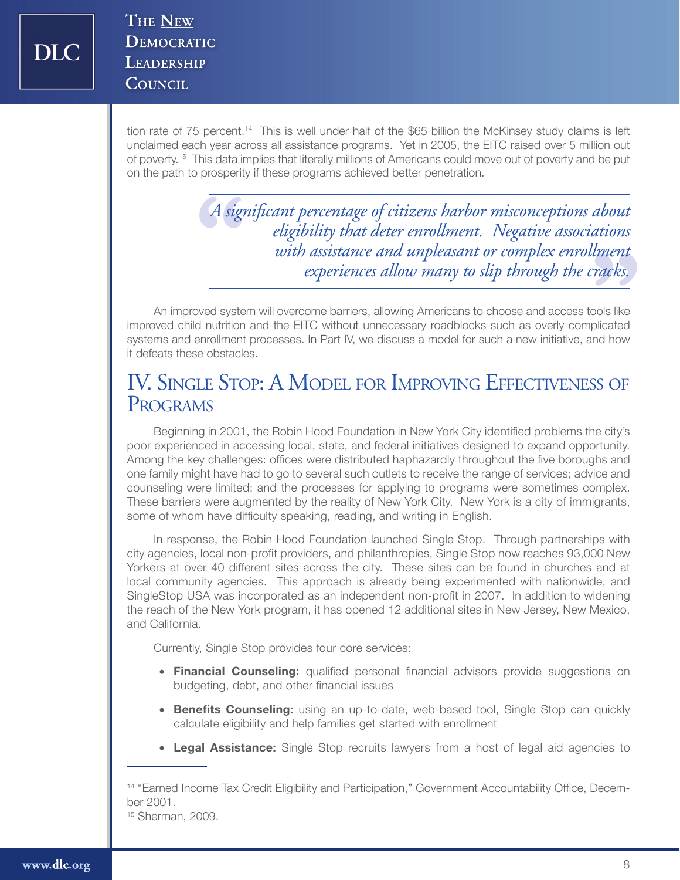tion rate of 75 percent.[14] This is well under half of the $65 billion the McKinsey study claims is left unclaimed each year across all assistance programs. Yet in 2005, the EITC raised over 5 million out of poverty.[15] This data implies that literally millions of Americans could move out of poverty and be put on the path to prosperity if these programs achieved better penetration.

> *A significant percentage of citizens harbor misconceptions about eligibility that deter enrollment. Negative associations with assistance and unpleasant or complex enrollment experiences allow many to slip through the cracks.*

An improved system will overcome barriers, allowing Americans to choose and access tools like improved child nutrition and the EITC without unnecessary roadblocks such as overly complicated systems and enrollment processes. In Part IV, we discuss a model for such a new initiative, and how it defeats these obstacles.

## IV. Single Stop: A Model for Improving Effectiveness of Programs

Beginning in 2001, the Robin Hood Foundation in New York City identified problems the city's poor experienced in accessing local, state, and federal initiatives designed to expand opportunity. Among the key challenges: offices were distributed haphazardly throughout the five boroughs and one family might have had to go to several such outlets to receive the range of services; advice and counseling were limited; and the processes for applying to programs were sometimes complex. These barriers were augmented by the reality of New York City. New York is a city of immigrants, some of whom have difficulty speaking, reading, and writing in English.

In response, the Robin Hood Foundation launched Single Stop. Through partnerships with city agencies, local non-profit providers, and philanthropies, Single Stop now reaches 93,000 New Yorkers at over 40 different sites across the city. These sites can be found in churches and at local community agencies. This approach is already being experimented with nationwide, and SingleStop USA was incorporated as an independent non-profit in 2007. In addition to widening the reach of the New York program, it has opened 12 additional sites in New Jersey, New Mexico, and California.

Currently, Single Stop provides four core services:

- **Financial Counseling:** qualified personal financial advisors provide suggestions on budgeting, debt, and other financial issues
- **Benefits Counseling:** using an up-to-date, web-based tool, Single Stop can quickly calculate eligibility and help families get started with enrollment
- **Legal Assistance:** Single Stop recruits lawyers from a host of legal aid agencies to

---

[14] "Earned Income Tax Credit Eligibility and Participation," Government Accountability Office, December 2001.

[15] Sherman, 2009.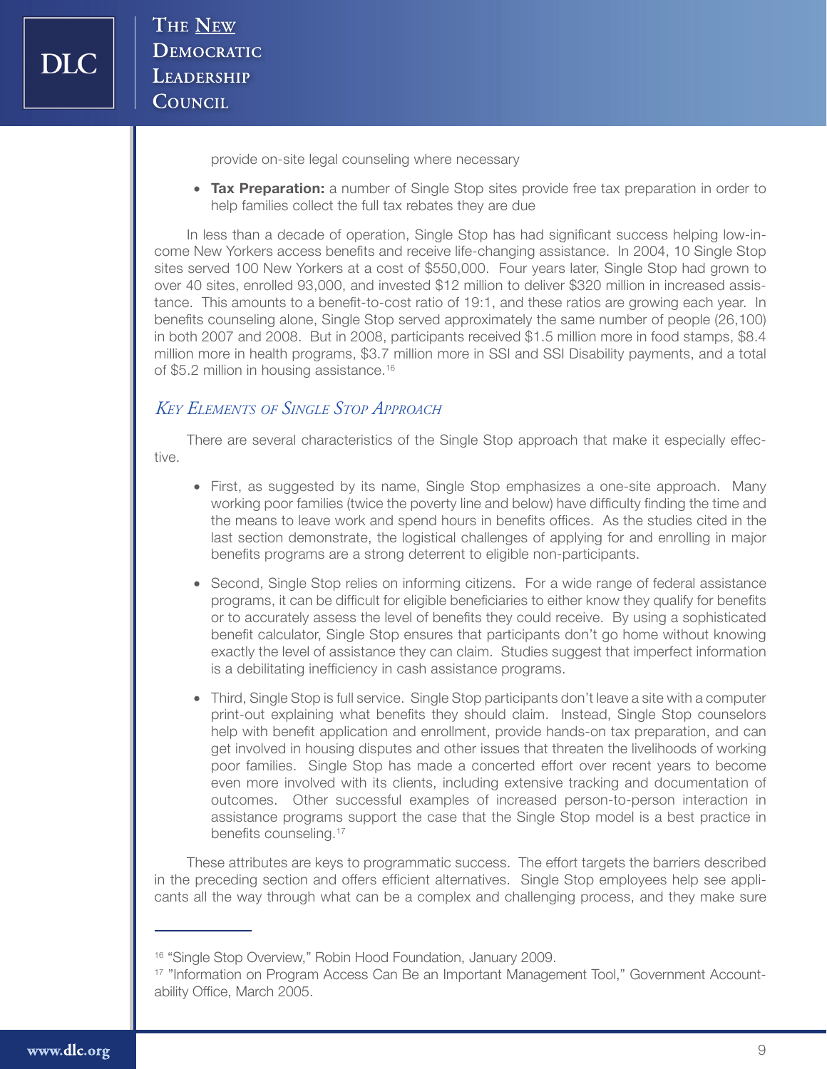provide on-site legal counseling where necessary

- **Tax Preparation:** a number of Single Stop sites provide free tax preparation in order to help families collect the full tax rebates they are due

In less than a decade of operation, Single Stop has had significant success helping low-income New Yorkers access benefits and receive life-changing assistance. In 2004, 10 Single Stop sites served 100 New Yorkers at a cost of $550,000. Four years later, Single Stop had grown to over 40 sites, enrolled 93,000, and invested $12 million to deliver $320 million in increased assistance. This amounts to a benefit-to-cost ratio of 19:1, and these ratios are growing each year. In benefits counseling alone, Single Stop served approximately the same number of people (26,100) in both 2007 and 2008. But in 2008, participants received $1.5 million more in food stamps, $8.4 million more in health programs, $3.7 million more in SSI and SSI Disability payments, and a total of $5.2 million in housing assistance.[16]

## *Key Elements of Single Stop Approach*

There are several characteristics of the Single Stop approach that make it especially effective.

- First, as suggested by its name, Single Stop emphasizes a one-site approach. Many working poor families (twice the poverty line and below) have difficulty finding the time and the means to leave work and spend hours in benefits offices. As the studies cited in the last section demonstrate, the logistical challenges of applying for and enrolling in major benefits programs are a strong deterrent to eligible non-participants.

- Second, Single Stop relies on informing citizens. For a wide range of federal assistance programs, it can be difficult for eligible beneficiaries to either know they qualify for benefits or to accurately assess the level of benefits they could receive. By using a sophisticated benefit calculator, Single Stop ensures that participants don't go home without knowing exactly the level of assistance they can claim. Studies suggest that imperfect information is a debilitating inefficiency in cash assistance programs.

- Third, Single Stop is full service. Single Stop participants don't leave a site with a computer print-out explaining what benefits they should claim. Instead, Single Stop counselors help with benefit application and enrollment, provide hands-on tax preparation, and can get involved in housing disputes and other issues that threaten the livelihoods of working poor families. Single Stop has made a concerted effort over recent years to become even more involved with its clients, including extensive tracking and documentation of outcomes. Other successful examples of increased person-to-person interaction in assistance programs support the case that the Single Stop model is a best practice in benefits counseling.[17]

These attributes are keys to programmatic success. The effort targets the barriers described in the preceding section and offers efficient alternatives. Single Stop employees help see applicants all the way through what can be a complex and challenging process, and they make sure

---

[16] "Single Stop Overview," Robin Hood Foundation, January 2009.

[17] "Information on Program Access Can Be an Important Management Tool," Government Accountability Office, March 2005.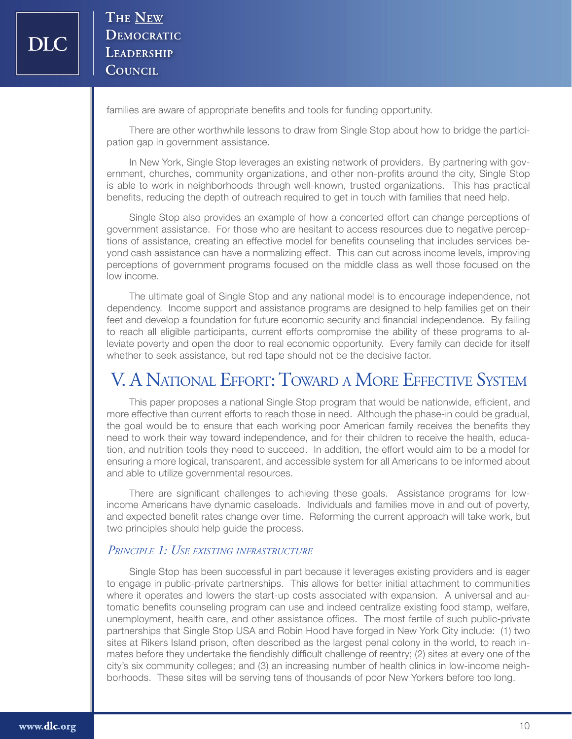families are aware of appropriate benefits and tools for funding opportunity.

There are other worthwhile lessons to draw from Single Stop about how to bridge the participation gap in government assistance.

In New York, Single Stop leverages an existing network of providers. By partnering with government, churches, community organizations, and other non-profits around the city, Single Stop is able to work in neighborhoods through well-known, trusted organizations. This has practical benefits, reducing the depth of outreach required to get in touch with families that need help.

Single Stop also provides an example of how a concerted effort can change perceptions of government assistance. For those who are hesitant to access resources due to negative perceptions of assistance, creating an effective model for benefits counseling that includes services beyond cash assistance can have a normalizing effect. This can cut across income levels, improving perceptions of government programs focused on the middle class as well those focused on the low income.

The ultimate goal of Single Stop and any national model is to encourage independence, not dependency. Income support and assistance programs are designed to help families get on their feet and develop a foundation for future economic security and financial independence. By failing to reach all eligible participants, current efforts compromise the ability of these programs to alleviate poverty and open the door to real economic opportunity. Every family can decide for itself whether to seek assistance, but red tape should not be the decisive factor.

## V. A National Effort: Toward a More Effective System

This paper proposes a national Single Stop program that would be nationwide, efficient, and more effective than current efforts to reach those in need. Although the phase-in could be gradual, the goal would be to ensure that each working poor American family receives the benefits they need to work their way toward independence, and for their children to receive the health, education, and nutrition tools they need to succeed. In addition, the effort would aim to be a model for ensuring a more logical, transparent, and accessible system for all Americans to be informed about and able to utilize governmental resources.

There are significant challenges to achieving these goals. Assistance programs for low-income Americans have dynamic caseloads. Individuals and families move in and out of poverty, and expected benefit rates change over time. Reforming the current approach will take work, but two principles should help guide the process.

### *Principle 1: Use existing infrastructure*

Single Stop has been successful in part because it leverages existing providers and is eager to engage in public-private partnerships. This allows for better initial attachment to communities where it operates and lowers the start-up costs associated with expansion. A universal and automatic benefits counseling program can use and indeed centralize existing food stamp, welfare, unemployment, health care, and other assistance offices. The most fertile of such public-private partnerships that Single Stop USA and Robin Hood have forged in New York City include: (1) two sites at Rikers Island prison, often described as the largest penal colony in the world, to reach inmates before they undertake the fiendishly difficult challenge of reentry; (2) sites at every one of the city's six community colleges; and (3) an increasing number of health clinics in low-income neighborhoods. These sites will be serving tens of thousands of poor New Yorkers before too long.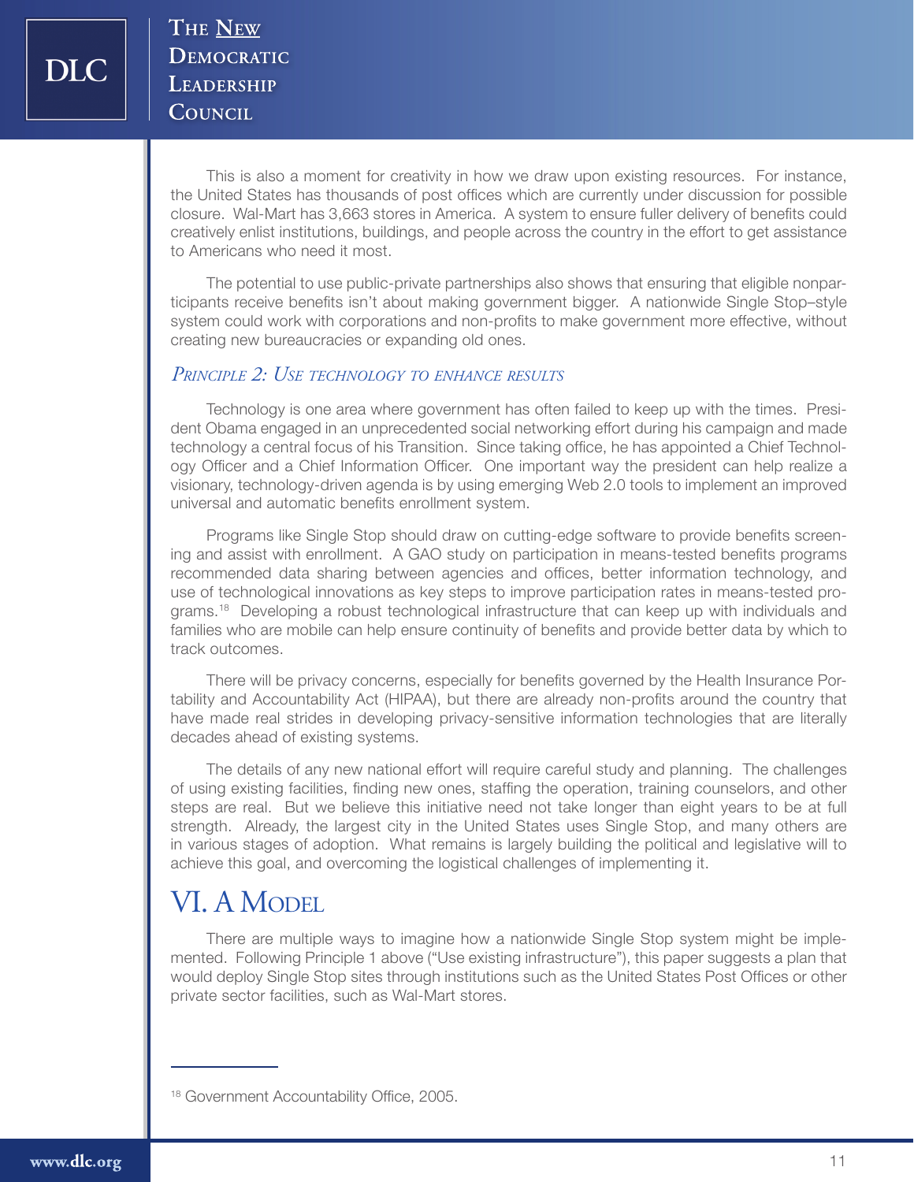This is also a moment for creativity in how we draw upon existing resources. For instance, the United States has thousands of post offices which are currently under discussion for possible closure. Wal-Mart has 3,663 stores in America. A system to ensure fuller delivery of benefits could creatively enlist institutions, buildings, and people across the country in the effort to get assistance to Americans who need it most.

The potential to use public-private partnerships also shows that ensuring that eligible nonparticipants receive benefits isn't about making government bigger. A nationwide Single Stop–style system could work with corporations and non-profits to make government more effective, without creating new bureaucracies or expanding old ones.

### *Principle 2: Use technology to enhance results*

Technology is one area where government has often failed to keep up with the times. President Obama engaged in an unprecedented social networking effort during his campaign and made technology a central focus of his Transition. Since taking office, he has appointed a Chief Technology Officer and a Chief Information Officer. One important way the president can help realize a visionary, technology-driven agenda is by using emerging Web 2.0 tools to implement an improved universal and automatic benefits enrollment system.

Programs like Single Stop should draw on cutting-edge software to provide benefits screening and assist with enrollment. A GAO study on participation in means-tested benefits programs recommended data sharing between agencies and offices, better information technology, and use of technological innovations as key steps to improve participation rates in means-tested programs.[18] Developing a robust technological infrastructure that can keep up with individuals and families who are mobile can help ensure continuity of benefits and provide better data by which to track outcomes.

There will be privacy concerns, especially for benefits governed by the Health Insurance Portability and Accountability Act (HIPAA), but there are already non-profits around the country that have made real strides in developing privacy-sensitive information technologies that are literally decades ahead of existing systems.

The details of any new national effort will require careful study and planning. The challenges of using existing facilities, finding new ones, staffing the operation, training counselors, and other steps are real. But we believe this initiative need not take longer than eight years to be at full strength. Already, the largest city in the United States uses Single Stop, and many others are in various stages of adoption. What remains is largely building the political and legislative will to achieve this goal, and overcoming the logistical challenges of implementing it.

## VI. A Model

There are multiple ways to imagine how a nationwide Single Stop system might be implemented. Following Principle 1 above ("Use existing infrastructure"), this paper suggests a plan that would deploy Single Stop sites through institutions such as the United States Post Offices or other private sector facilities, such as Wal-Mart stores.

---

[18] Government Accountability Office, 2005.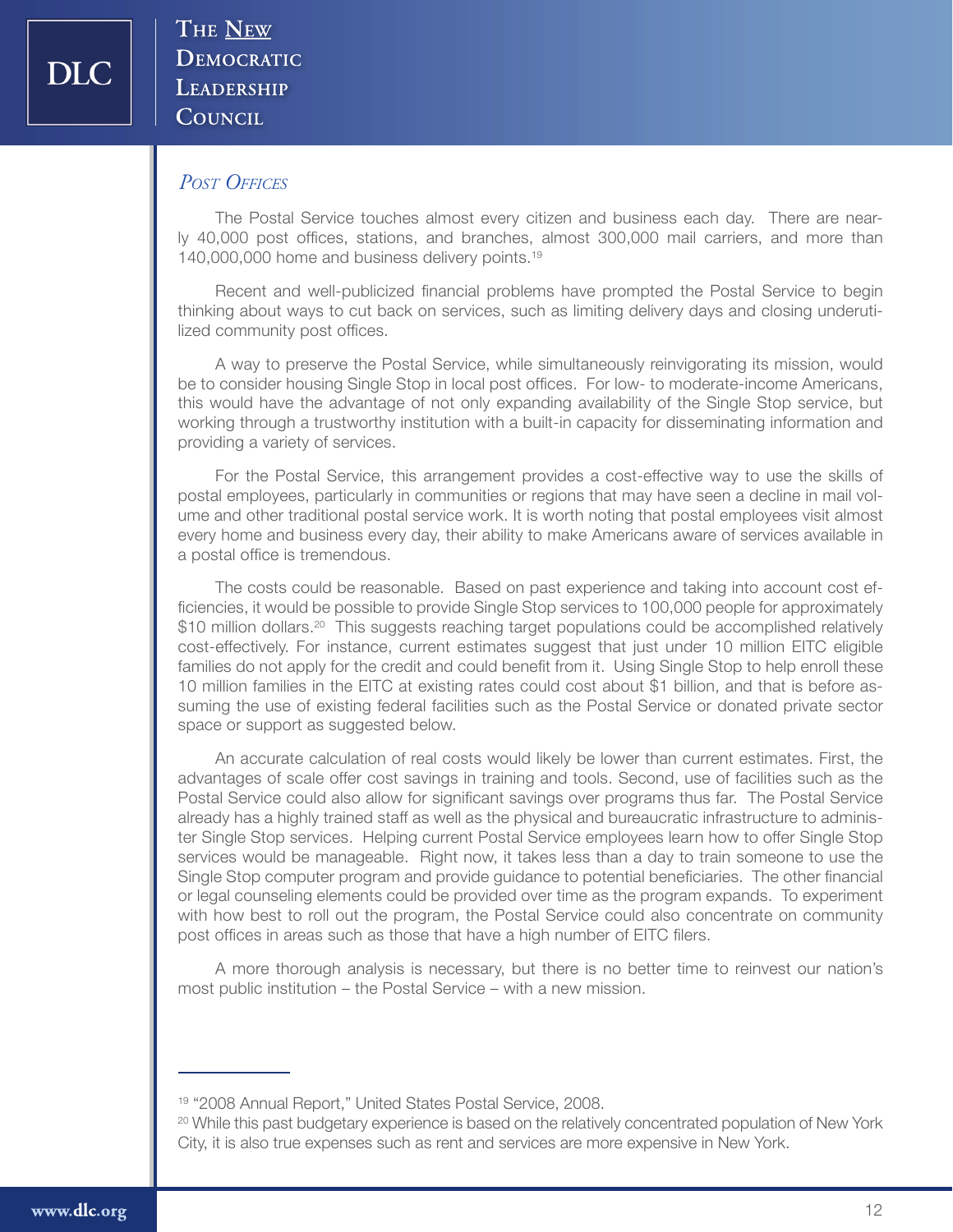## *Post Offices*

The Postal Service touches almost every citizen and business each day. There are nearly 40,000 post offices, stations, and branches, almost 300,000 mail carriers, and more than 140,000,000 home and business delivery points.[19]

Recent and well-publicized financial problems have prompted the Postal Service to begin thinking about ways to cut back on services, such as limiting delivery days and closing underutilized community post offices.

A way to preserve the Postal Service, while simultaneously reinvigorating its mission, would be to consider housing Single Stop in local post offices. For low- to moderate-income Americans, this would have the advantage of not only expanding availability of the Single Stop service, but working through a trustworthy institution with a built-in capacity for disseminating information and providing a variety of services.

For the Postal Service, this arrangement provides a cost-effective way to use the skills of postal employees, particularly in communities or regions that may have seen a decline in mail volume and other traditional postal service work. It is worth noting that postal employees visit almost every home and business every day, their ability to make Americans aware of services available in a postal office is tremendous.

The costs could be reasonable. Based on past experience and taking into account cost efficiencies, it would be possible to provide Single Stop services to 100,000 people for approximately $10 million dollars.[20] This suggests reaching target populations could be accomplished relatively cost-effectively. For instance, current estimates suggest that just under 10 million EITC eligible families do not apply for the credit and could benefit from it. Using Single Stop to help enroll these 10 million families in the EITC at existing rates could cost about $1 billion, and that is before assuming the use of existing federal facilities such as the Postal Service or donated private sector space or support as suggested below.

An accurate calculation of real costs would likely be lower than current estimates. First, the advantages of scale offer cost savings in training and tools. Second, use of facilities such as the Postal Service could also allow for significant savings over programs thus far. The Postal Service already has a highly trained staff as well as the physical and bureaucratic infrastructure to administer Single Stop services. Helping current Postal Service employees learn how to offer Single Stop services would be manageable. Right now, it takes less than a day to train someone to use the Single Stop computer program and provide guidance to potential beneficiaries. The other financial or legal counseling elements could be provided over time as the program expands. To experiment with how best to roll out the program, the Postal Service could also concentrate on community post offices in areas such as those that have a high number of EITC filers.

A more thorough analysis is necessary, but there is no better time to reinvest our nation's most public institution – the Postal Service – with a new mission.

---

[19] "2008 Annual Report," United States Postal Service, 2008.

[20] While this past budgetary experience is based on the relatively concentrated population of New York City, it is also true expenses such as rent and services are more expensive in New York.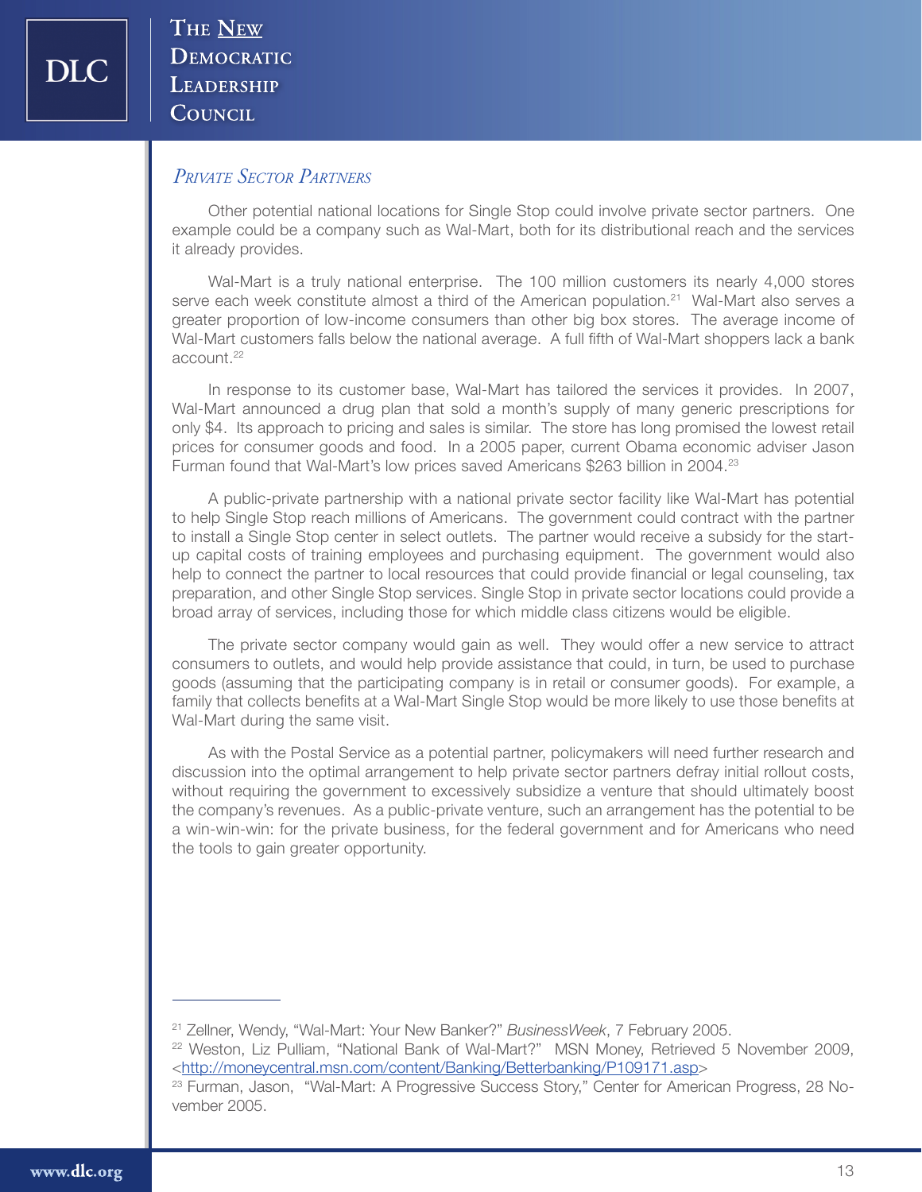## *Private Sector Partners*

Other potential national locations for Single Stop could involve private sector partners. One example could be a company such as Wal-Mart, both for its distributional reach and the services it already provides.

Wal-Mart is a truly national enterprise. The 100 million customers its nearly 4,000 stores serve each week constitute almost a third of the American population.[21] Wal-Mart also serves a greater proportion of low-income consumers than other big box stores. The average income of Wal-Mart customers falls below the national average. A full fifth of Wal-Mart shoppers lack a bank account.[22]

In response to its customer base, Wal-Mart has tailored the services it provides. In 2007, Wal-Mart announced a drug plan that sold a month's supply of many generic prescriptions for only $4. Its approach to pricing and sales is similar. The store has long promised the lowest retail prices for consumer goods and food. In a 2005 paper, current Obama economic adviser Jason Furman found that Wal-Mart's low prices saved Americans $263 billion in 2004.[23]

A public-private partnership with a national private sector facility like Wal-Mart has potential to help Single Stop reach millions of Americans. The government could contract with the partner to install a Single Stop center in select outlets. The partner would receive a subsidy for the start-up capital costs of training employees and purchasing equipment. The government would also help to connect the partner to local resources that could provide financial or legal counseling, tax preparation, and other Single Stop services. Single Stop in private sector locations could provide a broad array of services, including those for which middle class citizens would be eligible.

The private sector company would gain as well. They would offer a new service to attract consumers to outlets, and would help provide assistance that could, in turn, be used to purchase goods (assuming that the participating company is in retail or consumer goods). For example, a family that collects benefits at a Wal-Mart Single Stop would be more likely to use those benefits at Wal-Mart during the same visit.

As with the Postal Service as a potential partner, policymakers will need further research and discussion into the optimal arrangement to help private sector partners defray initial rollout costs, without requiring the government to excessively subsidize a venture that should ultimately boost the company's revenues. As a public-private venture, such an arrangement has the potential to be a win-win-win: for the private business, for the federal government and for Americans who need the tools to gain greater opportunity.

---

[21] Zellner, Wendy, "Wal-Mart: Your New Banker?" *BusinessWeek*, 7 February 2005.

[22] Weston, Liz Pulliam, "National Bank of Wal-Mart?" MSN Money, Retrieved 5 November 2009, <http://moneycentral.msn.com/content/Banking/Betterbanking/P109171.asp>

[23] Furman, Jason, "Wal-Mart: A Progressive Success Story," Center for American Progress, 28 November 2005.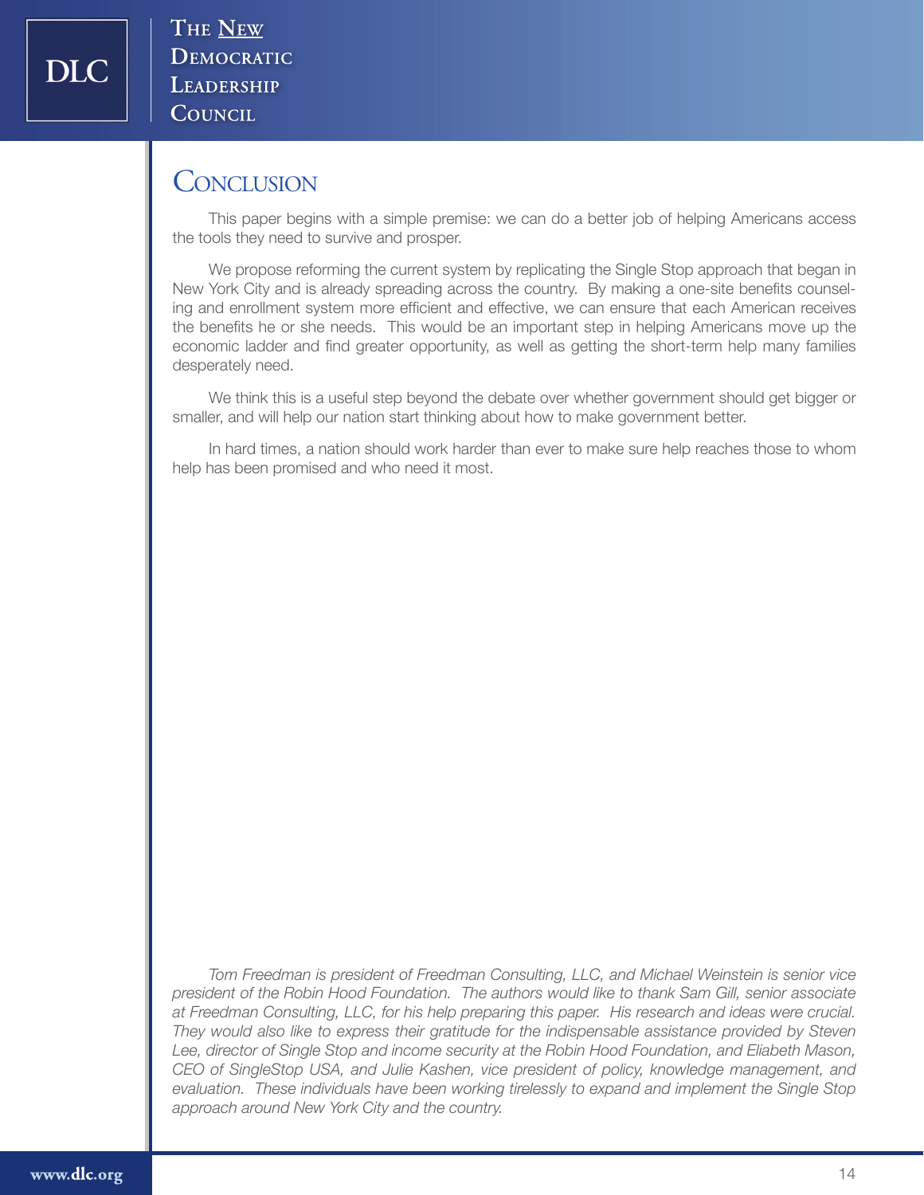## Conclusion

This paper begins with a simple premise: we can do a better job of helping Americans access the tools they need to survive and prosper.

We propose reforming the current system by replicating the Single Stop approach that began in New York City and is already spreading across the country. By making a one-site benefits counseling and enrollment system more efficient and effective, we can ensure that each American receives the benefits he or she needs. This would be an important step in helping Americans move up the economic ladder and find greater opportunity, as well as getting the short-term help many families desperately need.

We think this is a useful step beyond the debate over whether government should get bigger or smaller, and will help our nation start thinking about how to make government better.

In hard times, a nation should work harder than ever to make sure help reaches those to whom help has been promised and who need it most.

*Tom Freedman is president of Freedman Consulting, LLC, and Michael Weinstein is senior vice president of the Robin Hood Foundation. The authors would like to thank Sam Gill, senior associate at Freedman Consulting, LLC, for his help preparing this paper. His research and ideas were crucial. They would also like to express their gratitude for the indispensable assistance provided by Steven Lee, director of Single Stop and income security at the Robin Hood Foundation, and Eliabeth Mason, CEO of SingleStop USA, and Julie Kashen, vice president of policy, knowledge management, and evaluation. These individuals have been working tirelessly to expand and implement the Single Stop approach around New York City and the country.*